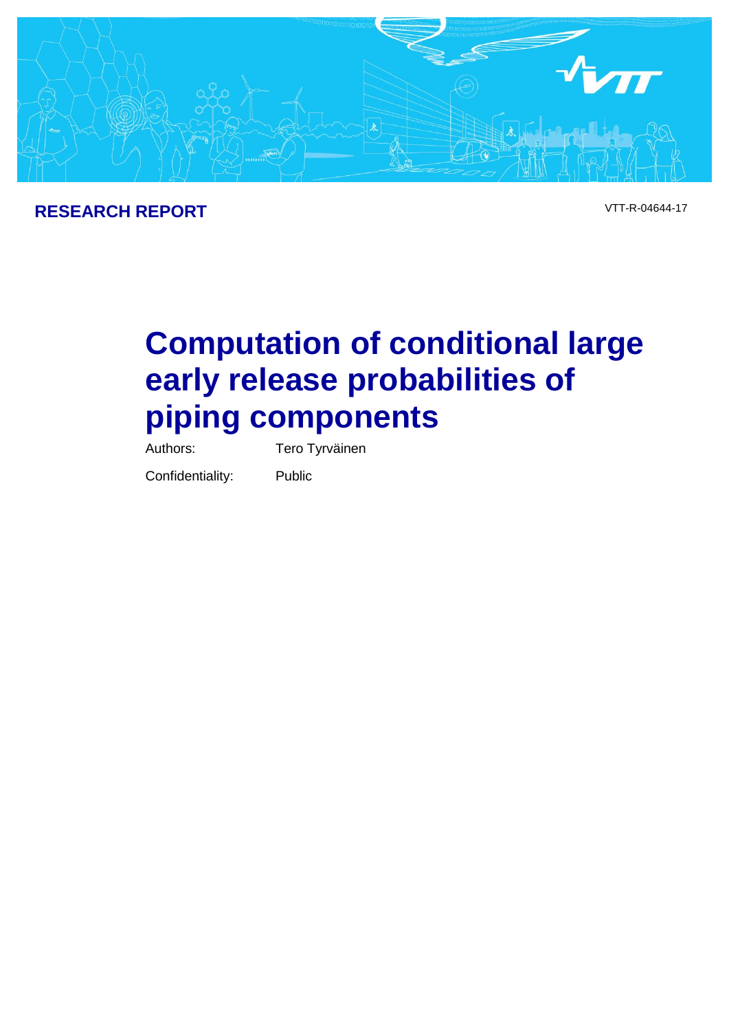**RESEARCH REPORT**

VTT-R-04644-17

# Computation of conditional large early release probabilities of piping components

Authors: Tero Tyrväinen

Confidentiality: Public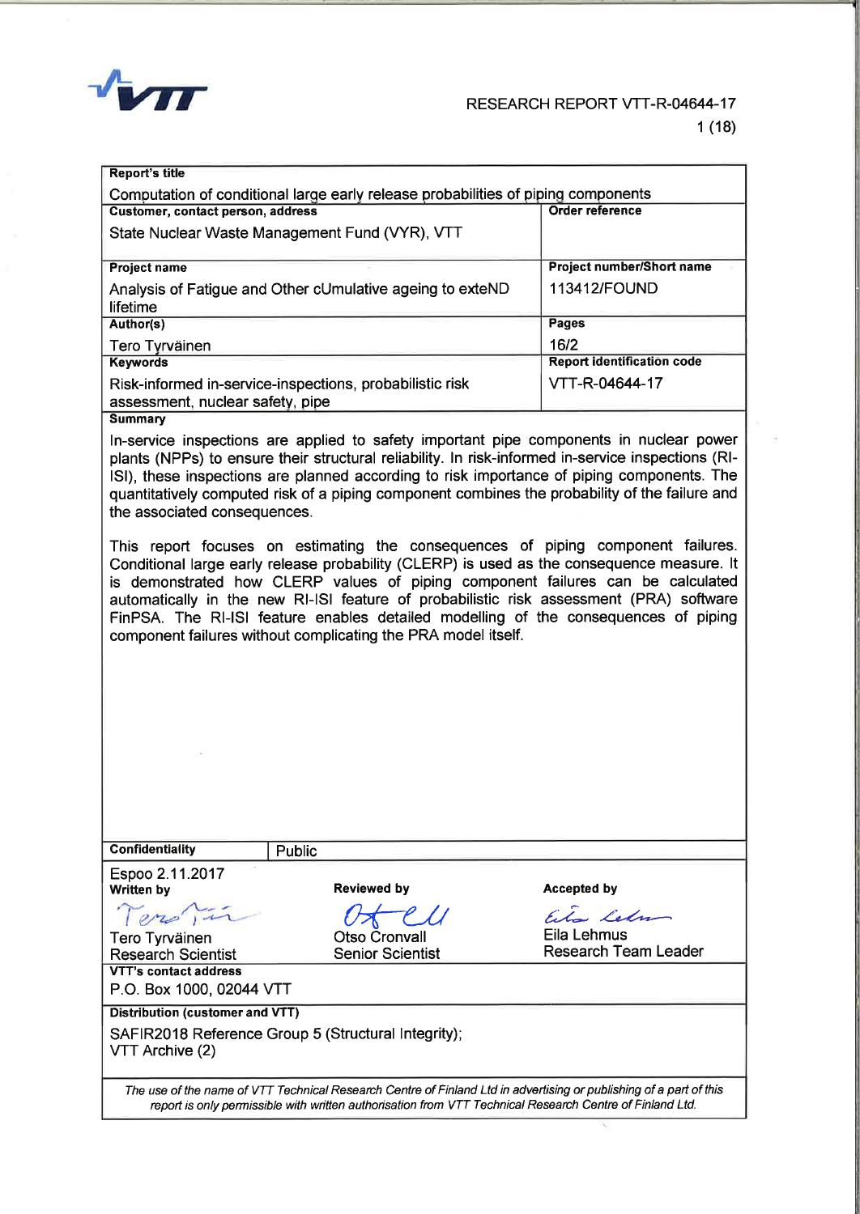# RESEARCH REPORT VTT-R-04644-17

| Report's title | |
|---|---|
| Computation of conditional large early release probabilities of piping components | |
| **Customer, contact person, address** | **Order reference** |
| State Nuclear Waste Management Fund (VYR), VTT | |
| **Project name** | **Project number/Short name** |
| Analysis of Fatigue and Other cUmulative ageing to exteND lifetime | 113412/FOUND |
| **Author(s)** | **Pages** |
| Tero Tyrväinen | 16/2 |
| **Keywords** | **Report identification code** |
| Risk-informed in-service-inspections, probabilistic risk assessment, nuclear safety, pipe | VTT-R-04644-17 |

**Summary**

In-service inspections are applied to safety important pipe components in nuclear power plants (NPPs) to ensure their structural reliability. In risk-informed in-service inspections (RI-ISI), these inspections are planned according to risk importance of piping components. The quantitatively computed risk of a piping component combines the probability of the failure and the associated consequences.

This report focuses on estimating the consequences of piping component failures. Conditional large early release probability (CLERP) is used as the consequence measure. It is demonstrated how CLERP values of piping component failures can be calculated automatically in the new RI-ISI feature of probabilistic risk assessment (PRA) software FinPSA. The RI-ISI feature enables detailed modelling of the consequences of piping component failures without complicating the PRA model itself.

| Confidentiality | Public | |
|---|---|---|
| Espoo 2.11.2017<br>**Written by** | **Reviewed by** | **Accepted by** |
| Tero Tyrväinen<br>Research Scientist | Otso Cronvall<br>Senior Scientist | Eila Lehmus<br>Research Team Leader |

**VTT's contact address**

P.O. Box 1000, 02044 VTT

**Distribution (customer and VTT)**

SAFIR2018 Reference Group 5 (Structural Integrity);
VTT Archive (2)

*The use of the name of VTT Technical Research Centre of Finland Ltd in advertising or publishing of a part of this report is only permissible with written authorisation from VTT Technical Research Centre of Finland Ltd.*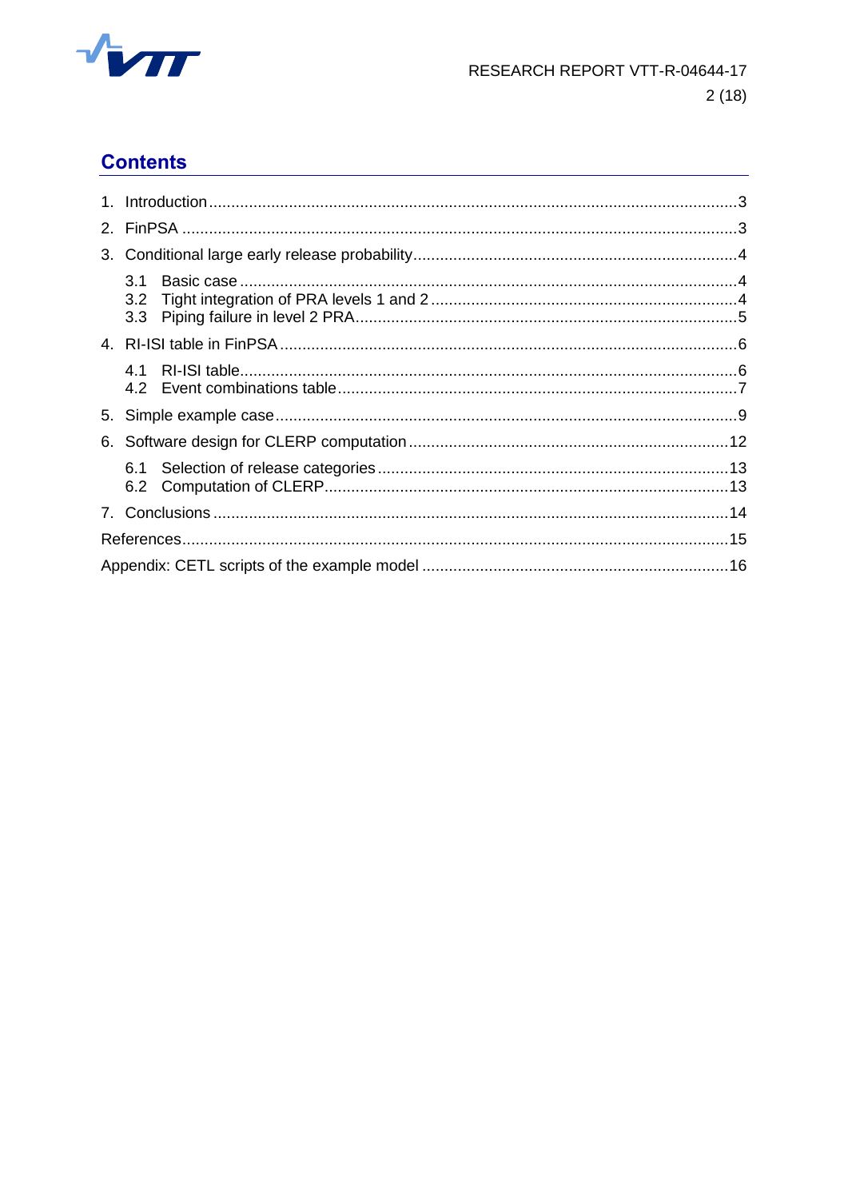## Contents

1. Introduction ..... 3
2. FinPSA ..... 3
3. Conditional large early release probability ..... 4
   - 3.1 Basic case ..... 4
   - 3.2 Tight integration of PRA levels 1 and 2 ..... 4
   - 3.3 Piping failure in level 2 PRA ..... 5
4. RI-ISI table in FinPSA ..... 6
   - 4.1 RI-ISI table ..... 6
   - 4.2 Event combinations table ..... 7
5. Simple example case ..... 9
6. Software design for CLERP computation ..... 12
   - 6.1 Selection of release categories ..... 13
   - 6.2 Computation of CLERP ..... 13
7. Conclusions ..... 14

References ..... 15

Appendix: CETL scripts of the example model ..... 16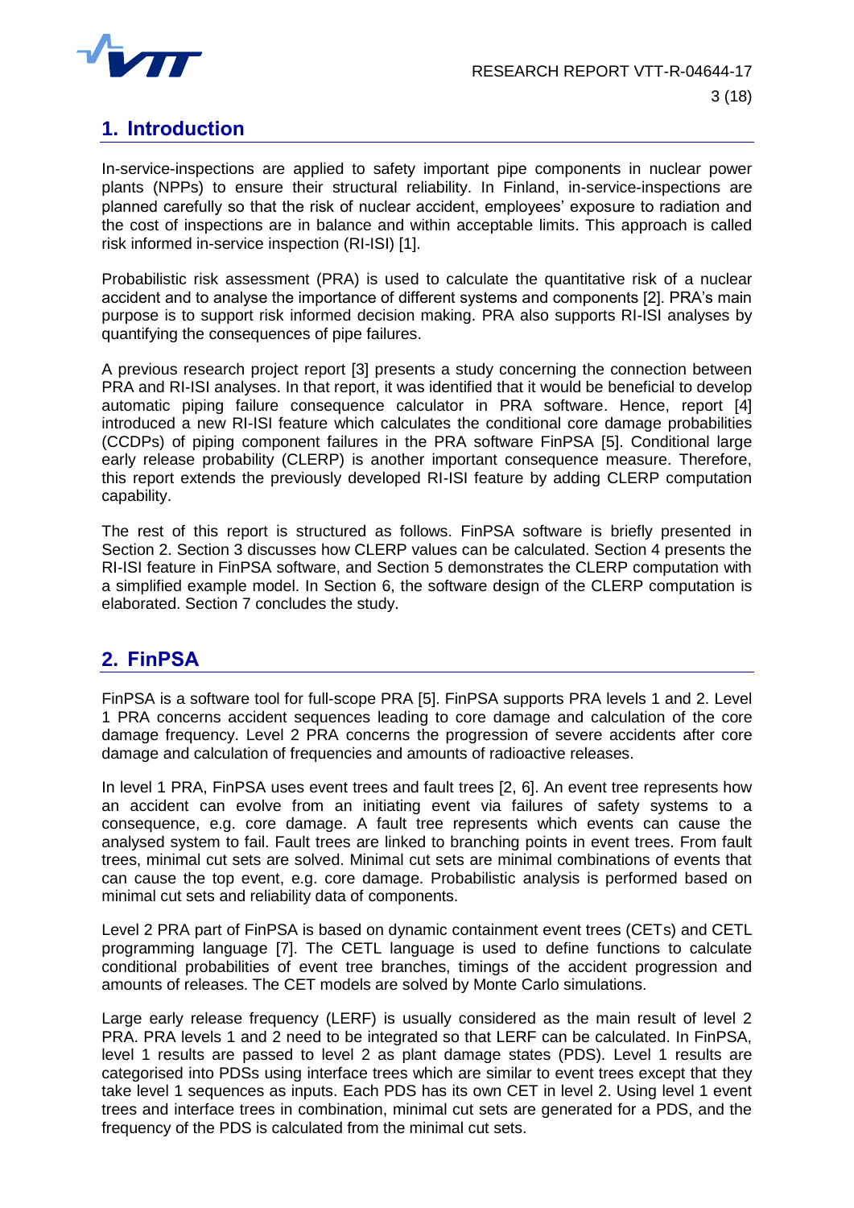# 1. Introduction

In-service-inspections are applied to safety important pipe components in nuclear power plants (NPPs) to ensure their structural reliability. In Finland, in-service-inspections are planned carefully so that the risk of nuclear accident, employees' exposure to radiation and the cost of inspections are in balance and within acceptable limits. This approach is called risk informed in-service inspection (RI-ISI) [1].

Probabilistic risk assessment (PRA) is used to calculate the quantitative risk of a nuclear accident and to analyse the importance of different systems and components [2]. PRA's main purpose is to support risk informed decision making. PRA also supports RI-ISI analyses by quantifying the consequences of pipe failures.

A previous research project report [3] presents a study concerning the connection between PRA and RI-ISI analyses. In that report, it was identified that it would be beneficial to develop automatic piping failure consequence calculator in PRA software. Hence, report [4] introduced a new RI-ISI feature which calculates the conditional core damage probabilities (CCDPs) of piping component failures in the PRA software FinPSA [5]. Conditional large early release probability (CLERP) is another important consequence measure. Therefore, this report extends the previously developed RI-ISI feature by adding CLERP computation capability.

The rest of this report is structured as follows. FinPSA software is briefly presented in Section 2. Section 3 discusses how CLERP values can be calculated. Section 4 presents the RI-ISI feature in FinPSA software, and Section 5 demonstrates the CLERP computation with a simplified example model. In Section 6, the software design of the CLERP computation is elaborated. Section 7 concludes the study.

# 2. FinPSA

FinPSA is a software tool for full-scope PRA [5]. FinPSA supports PRA levels 1 and 2. Level 1 PRA concerns accident sequences leading to core damage and calculation of the core damage frequency. Level 2 PRA concerns the progression of severe accidents after core damage and calculation of frequencies and amounts of radioactive releases.

In level 1 PRA, FinPSA uses event trees and fault trees [2, 6]. An event tree represents how an accident can evolve from an initiating event via failures of safety systems to a consequence, e.g. core damage. A fault tree represents which events can cause the analysed system to fail. Fault trees are linked to branching points in event trees. From fault trees, minimal cut sets are solved. Minimal cut sets are minimal combinations of events that can cause the top event, e.g. core damage. Probabilistic analysis is performed based on minimal cut sets and reliability data of components.

Level 2 PRA part of FinPSA is based on dynamic containment event trees (CETs) and CETL programming language [7]. The CETL language is used to define functions to calculate conditional probabilities of event tree branches, timings of the accident progression and amounts of releases. The CET models are solved by Monte Carlo simulations.

Large early release frequency (LERF) is usually considered as the main result of level 2 PRA. PRA levels 1 and 2 need to be integrated so that LERF can be calculated. In FinPSA, level 1 results are passed to level 2 as plant damage states (PDS). Level 1 results are categorised into PDSs using interface trees which are similar to event trees except that they take level 1 sequences as inputs. Each PDS has its own CET in level 2. Using level 1 event trees and interface trees in combination, minimal cut sets are generated for a PDS, and the frequency of the PDS is calculated from the minimal cut sets.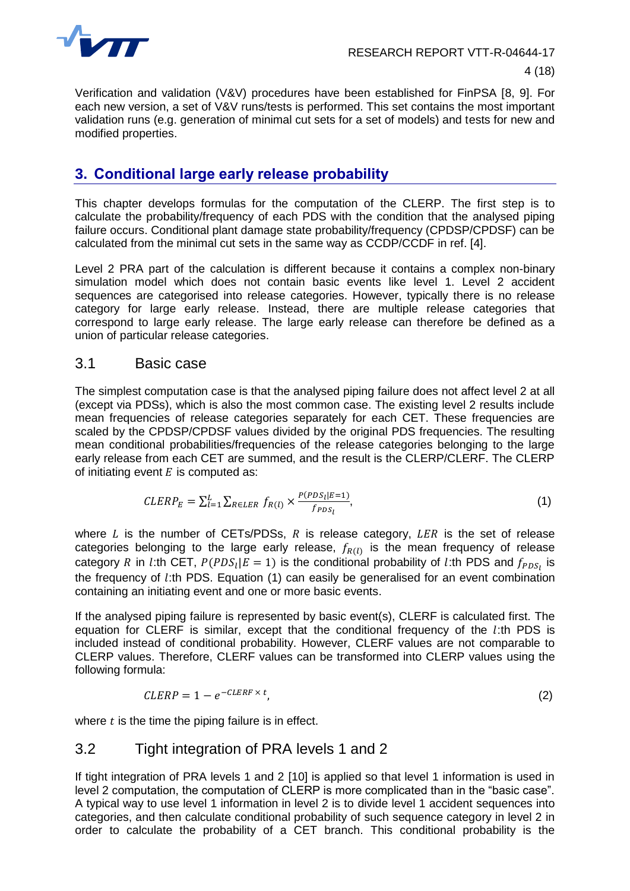Verification and validation (V&V) procedures have been established for FinPSA [8, 9]. For each new version, a set of V&V runs/tests is performed. This set contains the most important validation runs (e.g. generation of minimal cut sets for a set of models) and tests for new and modified properties.

## 3. Conditional large early release probability

This chapter develops formulas for the computation of the CLERP. The first step is to calculate the probability/frequency of each PDS with the condition that the analysed piping failure occurs. Conditional plant damage state probability/frequency (CPDSP/CPDSF) can be calculated from the minimal cut sets in the same way as CCDP/CCDF in ref. [4].

Level 2 PRA part of the calculation is different because it contains a complex non-binary simulation model which does not contain basic events like level 1. Level 2 accident sequences are categorised into release categories. However, typically there is no release category for large early release. Instead, there are multiple release categories that correspond to large early release. The large early release can therefore be defined as a union of particular release categories.

### 3.1 Basic case

The simplest computation case is that the analysed piping failure does not affect level 2 at all (except via PDSs), which is also the most common case. The existing level 2 results include mean frequencies of release categories separately for each CET. These frequencies are scaled by the CPDSP/CPDSF values divided by the original PDS frequencies. The resulting mean conditional probabilities/frequencies of the release categories belonging to the large early release from each CET are summed, and the result is the CLERP/CLERF. The CLERP of initiating event $E$ is computed as:

$$CLERP_E = \sum_{l=1}^{L} \sum_{R \in LER} f_{R(l)} \times \frac{P(PDS_l|E=1)}{f_{PDS_l}}, \tag{1}$$

where $L$ is the number of CETs/PDSs, $R$ is release category, $LER$ is the set of release categories belonging to the large early release, $f_{R(l)}$ is the mean frequency of release category $R$ in $l$:th CET, $P(PDS_l|E=1)$ is the conditional probability of $l$:th PDS and $f_{PDS_l}$ is the frequency of $l$:th PDS. Equation (1) can easily be generalised for an event combination containing an initiating event and one or more basic events.

If the analysed piping failure is represented by basic event(s), CLERF is calculated first. The equation for CLERF is similar, except that the conditional frequency of the $l$:th PDS is included instead of conditional probability. However, CLERF values are not comparable to CLERP values. Therefore, CLERF values can be transformed into CLERP values using the following formula:

$$CLERP = 1 - e^{-CLERF \times t}, \tag{2}$$

where $t$ is the time the piping failure is in effect.

### 3.2 Tight integration of PRA levels 1 and 2

If tight integration of PRA levels 1 and 2 [10] is applied so that level 1 information is used in level 2 computation, the computation of CLERP is more complicated than in the "basic case". A typical way to use level 1 information in level 2 is to divide level 1 accident sequences into categories, and then calculate conditional probability of such sequence category in level 2 in order to calculate the probability of a CET branch. This conditional probability is the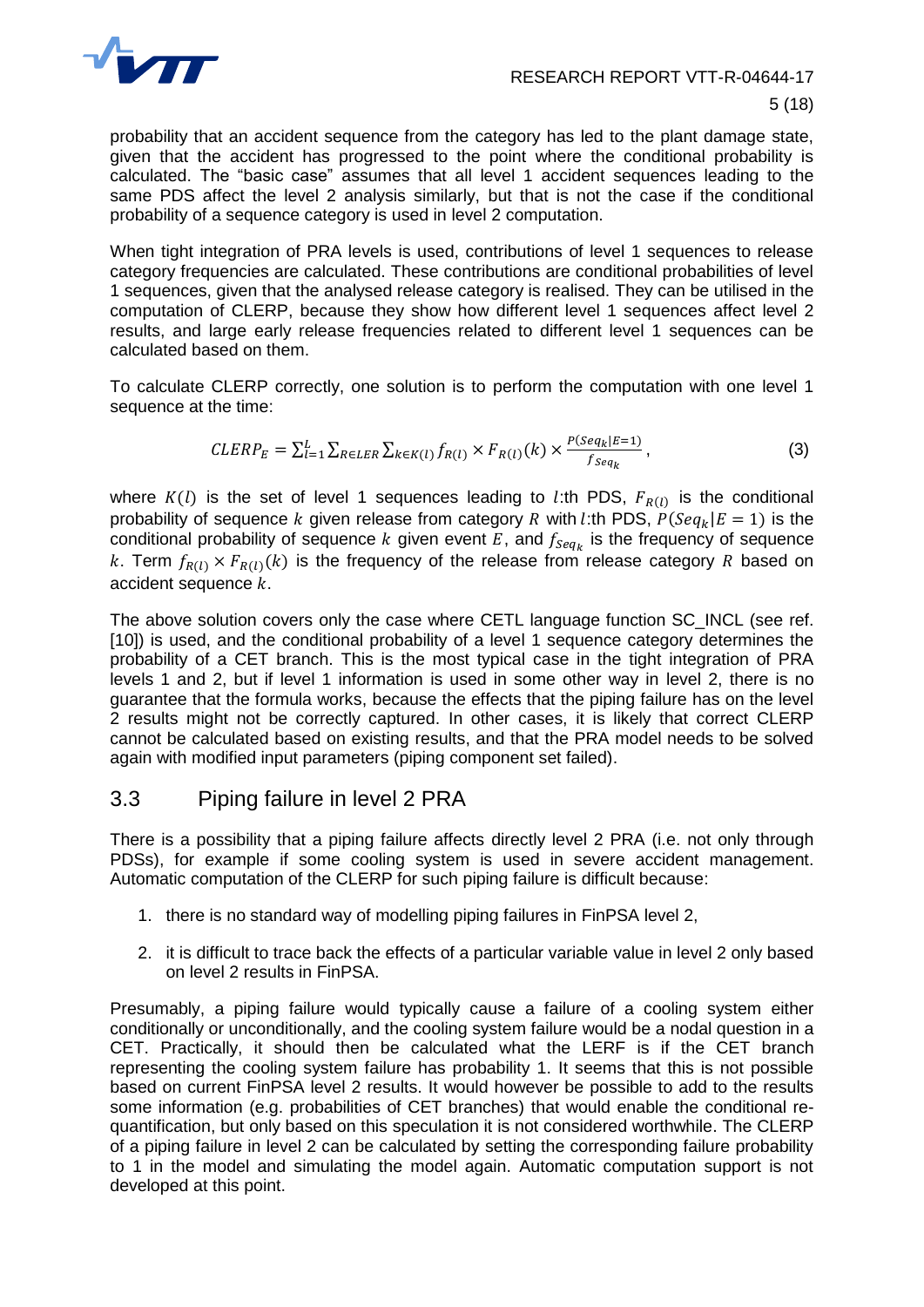probability that an accident sequence from the category has led to the plant damage state, given that the accident has progressed to the point where the conditional probability is calculated. The "basic case" assumes that all level 1 accident sequences leading to the same PDS affect the level 2 analysis similarly, but that is not the case if the conditional probability of a sequence category is used in level 2 computation.

When tight integration of PRA levels is used, contributions of level 1 sequences to release category frequencies are calculated. These contributions are conditional probabilities of level 1 sequences, given that the analysed release category is realised. They can be utilised in the computation of CLERP, because they show how different level 1 sequences affect level 2 results, and large early release frequencies related to different level 1 sequences can be calculated based on them.

To calculate CLERP correctly, one solution is to perform the computation with one level 1 sequence at the time:

$$CLERP_E = \sum_{l=1}^{L} \sum_{R \in LER} \sum_{k \in K(l)} f_{R(l)} \times F_{R(l)}(k) \times \frac{P(Seq_k | E=1)}{f_{Seq_k}}, \tag{3}$$

where $K(l)$ is the set of level 1 sequences leading to $l$:th PDS, $F_{R(l)}$ is the conditional probability of sequence $k$ given release from category $R$ with $l$:th PDS, $P(Seq_k|E=1)$ is the conditional probability of sequence $k$ given event $E$, and $f_{Seq_k}$ is the frequency of sequence $k$. Term $f_{R(l)} \times F_{R(l)}(k)$ is the frequency of the release from release category $R$ based on accident sequence $k$.

The above solution covers only the case where CETL language function SC_INCL (see ref. [10]) is used, and the conditional probability of a level 1 sequence category determines the probability of a CET branch. This is the most typical case in the tight integration of PRA levels 1 and 2, but if level 1 information is used in some other way in level 2, there is no guarantee that the formula works, because the effects that the piping failure has on the level 2 results might not be correctly captured. In other cases, it is likely that correct CLERP cannot be calculated based on existing results, and that the PRA model needs to be solved again with modified input parameters (piping component set failed).

## 3.3 Piping failure in level 2 PRA

There is a possibility that a piping failure affects directly level 2 PRA (i.e. not only through PDSs), for example if some cooling system is used in severe accident management. Automatic computation of the CLERP for such piping failure is difficult because:

1. there is no standard way of modelling piping failures in FinPSA level 2,
2. it is difficult to trace back the effects of a particular variable value in level 2 only based on level 2 results in FinPSA.

Presumably, a piping failure would typically cause a failure of a cooling system either conditionally or unconditionally, and the cooling system failure would be a nodal question in a CET. Practically, it should then be calculated what the LERF is if the CET branch representing the cooling system failure has probability 1. It seems that this is not possible based on current FinPSA level 2 results. It would however be possible to add to the results some information (e.g. probabilities of CET branches) that would enable the conditional re-quantification, but only based on this speculation it is not considered worthwhile. The CLERP of a piping failure in level 2 can be calculated by setting the corresponding failure probability to 1 in the model and simulating the model again. Automatic computation support is not developed at this point.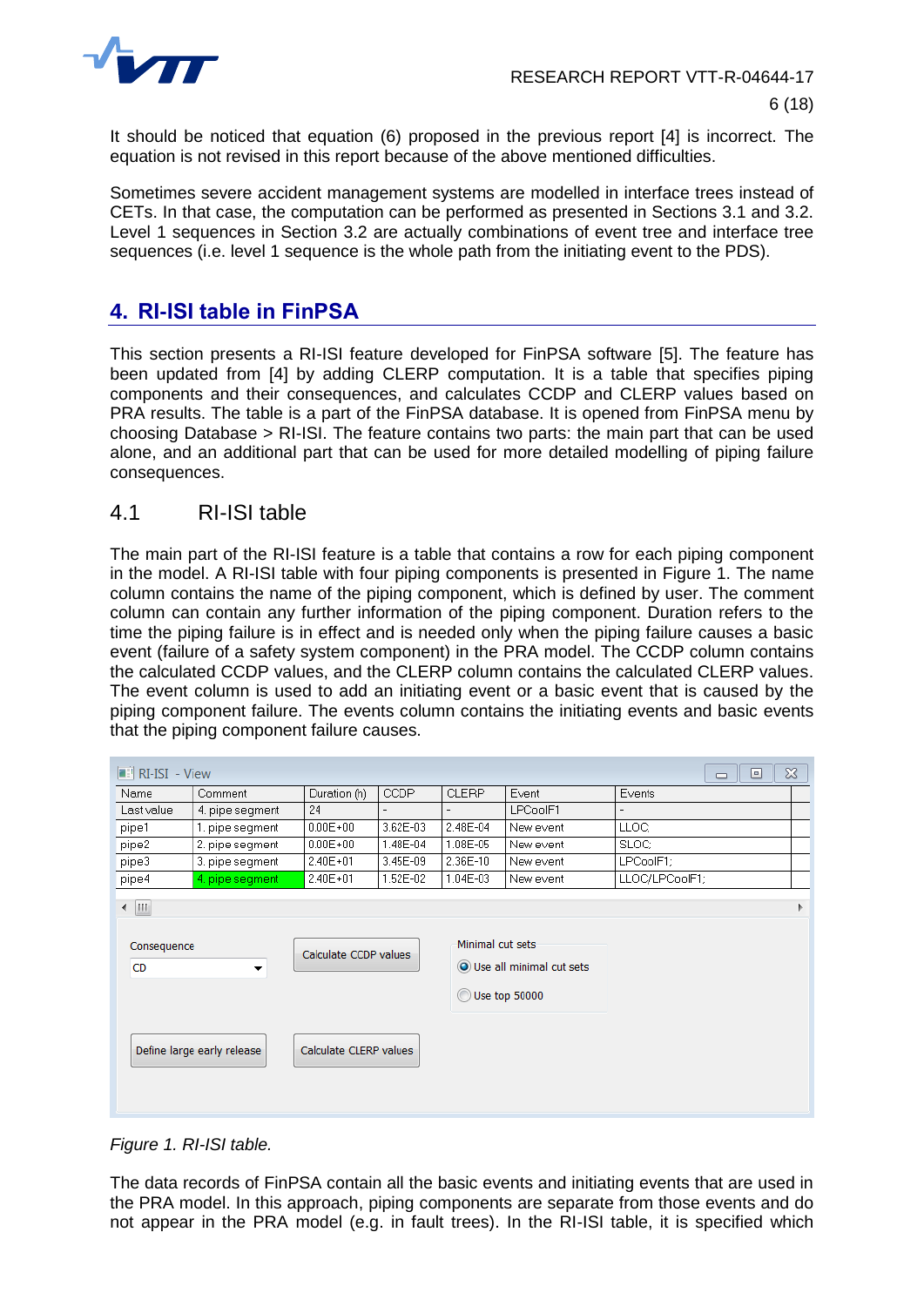It should be noticed that equation (6) proposed in the previous report [4] is incorrect. The equation is not revised in this report because of the above mentioned difficulties.

Sometimes severe accident management systems are modelled in interface trees instead of CETs. In that case, the computation can be performed as presented in Sections 3.1 and 3.2. Level 1 sequences in Section 3.2 are actually combinations of event tree and interface tree sequences (i.e. level 1 sequence is the whole path from the initiating event to the PDS).

# 4. RI-ISI table in FinPSA

This section presents a RI-ISI feature developed for FinPSA software [5]. The feature has been updated from [4] by adding CLERP computation. It is a table that specifies piping components and their consequences, and calculates CCDP and CLERP values based on PRA results. The table is a part of the FinPSA database. It is opened from FinPSA menu by choosing Database > RI-ISI. The feature contains two parts: the main part that can be used alone, and an additional part that can be used for more detailed modelling of piping failure consequences.

## 4.1 RI-ISI table

The main part of the RI-ISI feature is a table that contains a row for each piping component in the model. A RI-ISI table with four piping components is presented in Figure 1. The name column contains the name of the piping component, which is defined by user. The comment column can contain any further information of the piping component. Duration refers to the time the piping failure is in effect and is needed only when the piping failure causes a basic event (failure of a safety system component) in the PRA model. The CCDP column contains the calculated CCDP values, and the CLERP column contains the calculated CLERP values. The event column is used to add an initiating event or a basic event that is caused by the piping component failure. The events column contains the initiating events and basic events that the piping component failure causes.

RI-ISI - View

| Name | Comment | Duration (h) | CCDP | CLERP | Event | Events |
|---|---|---|---|---|---|---|
| Last value | 4. pipe segment | 24 | - | - | LPCoolF1 | - |
| pipe1 | 1. pipe segment | 0.00E+00 | 3.62E-03 | 2.48E-04 | New event | LLOC; |
| pipe2 | 2. pipe segment | 0.00E+00 | 1.48E-04 | 1.08E-05 | New event | SLOC; |
| pipe3 | 3. pipe segment | 2.40E+01 | 3.45E-09 | 2.36E-10 | New event | LPCoolF1; |
| pipe4 | 4. pipe segment | 2.40E+01 | 1.52E-02 | 1.04E-03 | New event | LLOC/LPCoolF1; |

Consequence: CD | Calculate CCDP values | Minimal cut sets: (•) Use all minimal cut sets, ( ) Use top 50000 | Define large early release | Calculate CLERP values

*Figure 1. RI-ISI table.*

The data records of FinPSA contain all the basic events and initiating events that are used in the PRA model. In this approach, piping components are separate from those events and do not appear in the PRA model (e.g. in fault trees). In the RI-ISI table, it is specified which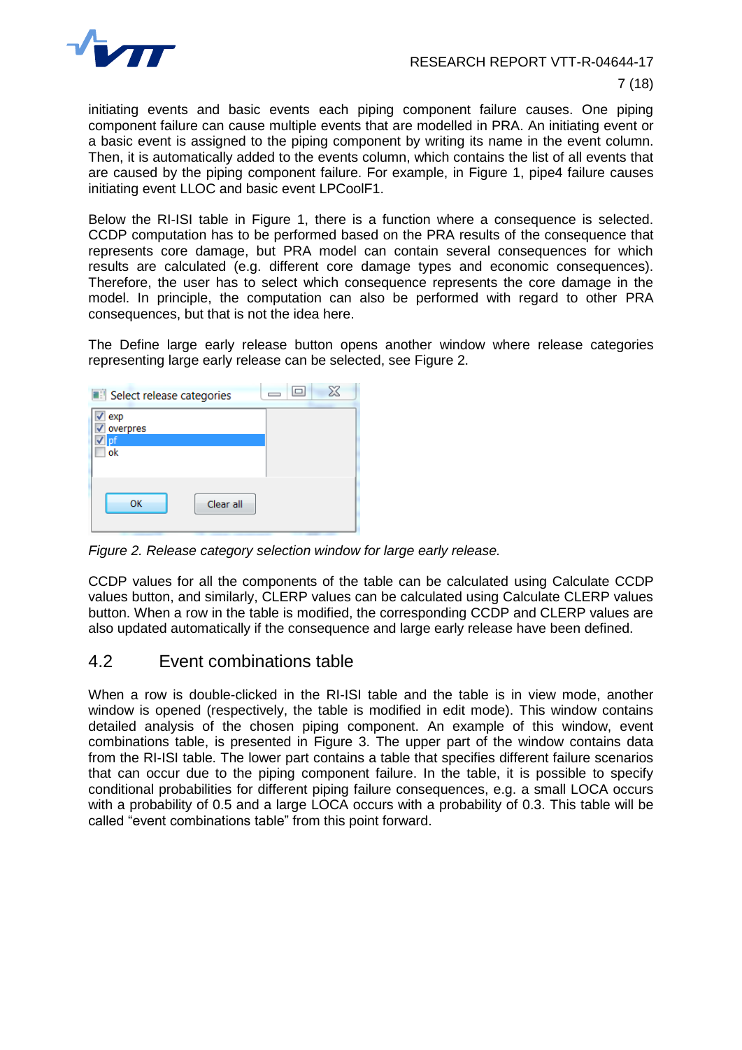initiating events and basic events each piping component failure causes. One piping component failure can cause multiple events that are modelled in PRA. An initiating event or a basic event is assigned to the piping component by writing its name in the event column. Then, it is automatically added to the events column, which contains the list of all events that are caused by the piping component failure. For example, in Figure 1, pipe4 failure causes initiating event LLOC and basic event LPCoolF1.

Below the RI-ISI table in Figure 1, there is a function where a consequence is selected. CCDP computation has to be performed based on the PRA results of the consequence that represents core damage, but PRA model can contain several consequences for which results are calculated (e.g. different core damage types and economic consequences). Therefore, the user has to select which consequence represents the core damage in the model. In principle, the computation can also be performed with regard to other PRA consequences, but that is not the idea here.

The Define large early release button opens another window where release categories representing large early release can be selected, see Figure 2.

*Figure 2. Release category selection window for large early release.*

CCDP values for all the components of the table can be calculated using Calculate CCDP values button, and similarly, CLERP values can be calculated using Calculate CLERP values button. When a row in the table is modified, the corresponding CCDP and CLERP values are also updated automatically if the consequence and large early release have been defined.

## 4.2 Event combinations table

When a row is double-clicked in the RI-ISI table and the table is in view mode, another window is opened (respectively, the table is modified in edit mode). This window contains detailed analysis of the chosen piping component. An example of this window, event combinations table, is presented in Figure 3. The upper part of the window contains data from the RI-ISI table. The lower part contains a table that specifies different failure scenarios that can occur due to the piping component failure. In the table, it is possible to specify conditional probabilities for different piping failure consequences, e.g. a small LOCA occurs with a probability of 0.5 and a large LOCA occurs with a probability of 0.3. This table will be called “event combinations table” from this point forward.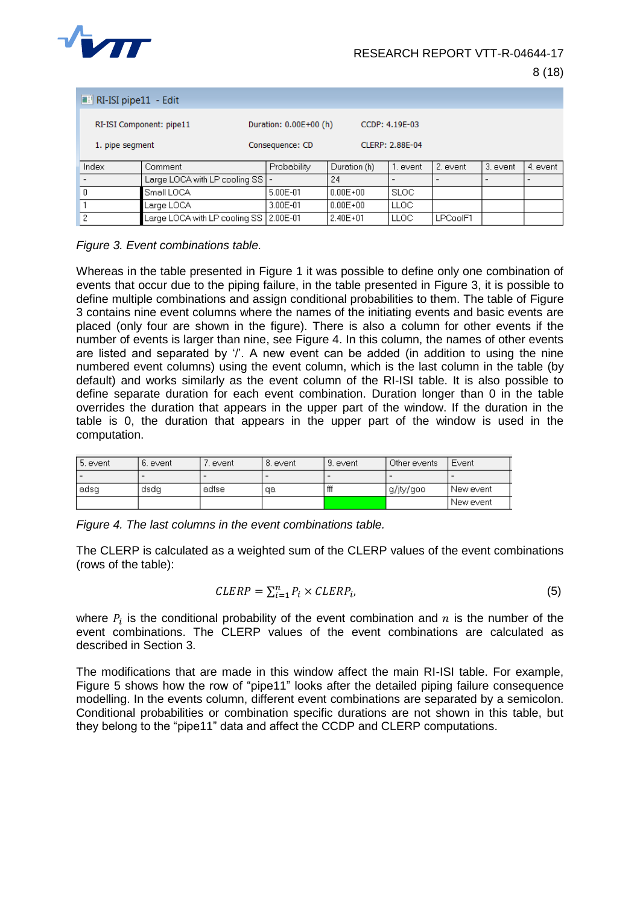RI-ISI pipe11 - Edit

RI-ISI Component: pipe11 | Duration: 0.00E+00 (h) | CCDP: 4.19E-03

1. pipe segment | Consequence: CD | CLERP: 2.88E-04

| Index | Comment | Probability | Duration (h) | 1. event | 2. event | 3. event | 4. event |
|---|---|---|---|---|---|---|---|
| - | Large LOCA with LP cooling SS | - | 24 | - | - | - | - |
| 0 | Small LOCA | 5.00E-01 | 0.00E+00 | SLOC | | | |
| 1 | Large LOCA | 3.00E-01 | 0.00E+00 | LLOC | | | |
| 2 | Large LOCA with LP cooling SS | 2.00E-01 | 2.40E+01 | LLOC | LPCoolF1 | | |

*Figure 3. Event combinations table.*

Whereas in the table presented in Figure 1 it was possible to define only one combination of events that occur due to the piping failure, in the table presented in Figure 3, it is possible to define multiple combinations and assign conditional probabilities to them. The table of Figure 3 contains nine event columns where the names of the initiating events and basic events are placed (only four are shown in the figure). There is also a column for other events if the number of events is larger than nine, see Figure 4. In this column, the names of other events are listed and separated by '/'. A new event can be added (in addition to using the nine numbered event columns) using the event column, which is the last column in the table (by default) and works similarly as the event column of the RI-ISI table. It is also possible to define separate duration for each event combination. Duration longer than 0 in the table overrides the duration that appears in the upper part of the window. If the duration in the table is 0, the duration that appears in the upper part of the window is used in the computation.

| 5. event | 6. event | 7. event | 8. event | 9. event | Other events | Event |
|---|---|---|---|---|---|---|
| - | - | - | - | - | - | - |
| adsg | dsdg | adfse | qa | fff | g/jty/goo | New event |
| | | | | | | New event |

*Figure 4. The last columns in the event combinations table.*

The CLERP is calculated as a weighted sum of the CLERP values of the event combinations (rows of the table):

$$CLERP = \sum_{i=1}^{n} P_i \times CLERP_i, \tag{5}$$

where $P_i$ is the conditional probability of the event combination and $n$ is the number of the event combinations. The CLERP values of the event combinations are calculated as described in Section 3.

The modifications that are made in this window affect the main RI-ISI table. For example, Figure 5 shows how the row of "pipe11" looks after the detailed piping failure consequence modelling. In the events column, different event combinations are separated by a semicolon. Conditional probabilities or combination specific durations are not shown in this table, but they belong to the "pipe11" data and affect the CCDP and CLERP computations.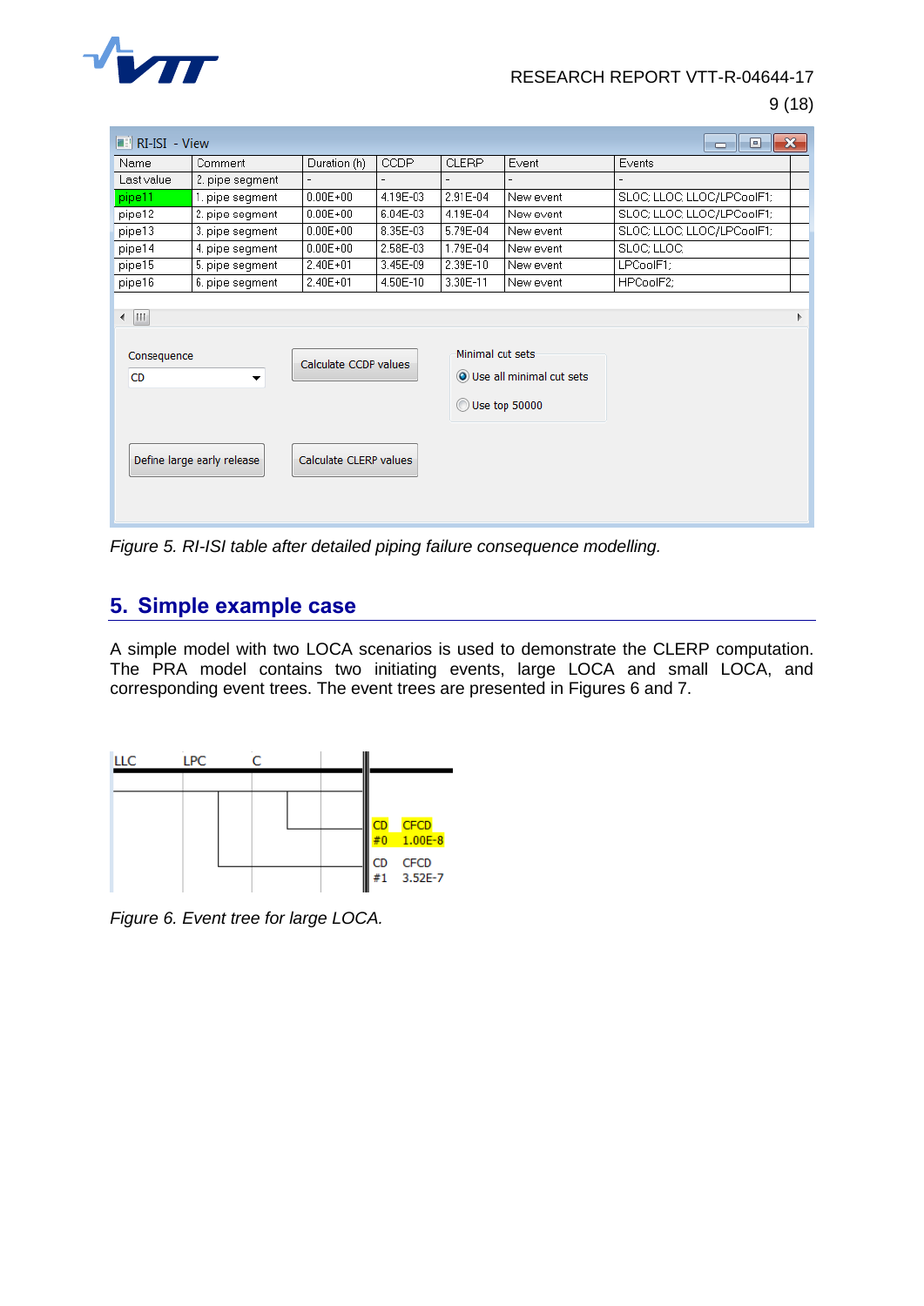| Name | Comment | Duration (h) | CCDP | CLERP | Event | Events |
|---|---|---|---|---|---|---|
| Last value | 2. pipe segment | - | - | - | - | - |
| pipe11 | 1. pipe segment | 0.00E+00 | 4.19E-03 | 2.91E-04 | New event | SLOC; LLOC; LLOC/LPCoolF1; |
| pipe12 | 2. pipe segment | 0.00E+00 | 6.04E-03 | 4.19E-04 | New event | SLOC; LLOC; LLOC/LPCoolF1; |
| pipe13 | 3. pipe segment | 0.00E+00 | 8.35E-03 | 5.79E-04 | New event | SLOC; LLOC; LLOC/LPCoolF1; |
| pipe14 | 4. pipe segment | 0.00E+00 | 2.58E-03 | 1.79E-04 | New event | SLOC; LLOC; |
| pipe15 | 5. pipe segment | 2.40E+01 | 3.45E-09 | 2.39E-10 | New event | LPCoolF1; |
| pipe16 | 6. pipe segment | 2.40E+01 | 4.50E-10 | 3.30E-11 | New event | HPCoolF2; |

*Figure 5. RI-ISI table after detailed piping failure consequence modelling.*

## 5. Simple example case

A simple model with two LOCA scenarios is used to demonstrate the CLERP computation. The PRA model contains two initiating events, large LOCA and small LOCA, and corresponding event trees. The event trees are presented in Figures 6 and 7.

*Figure 6. Event tree for large LOCA.*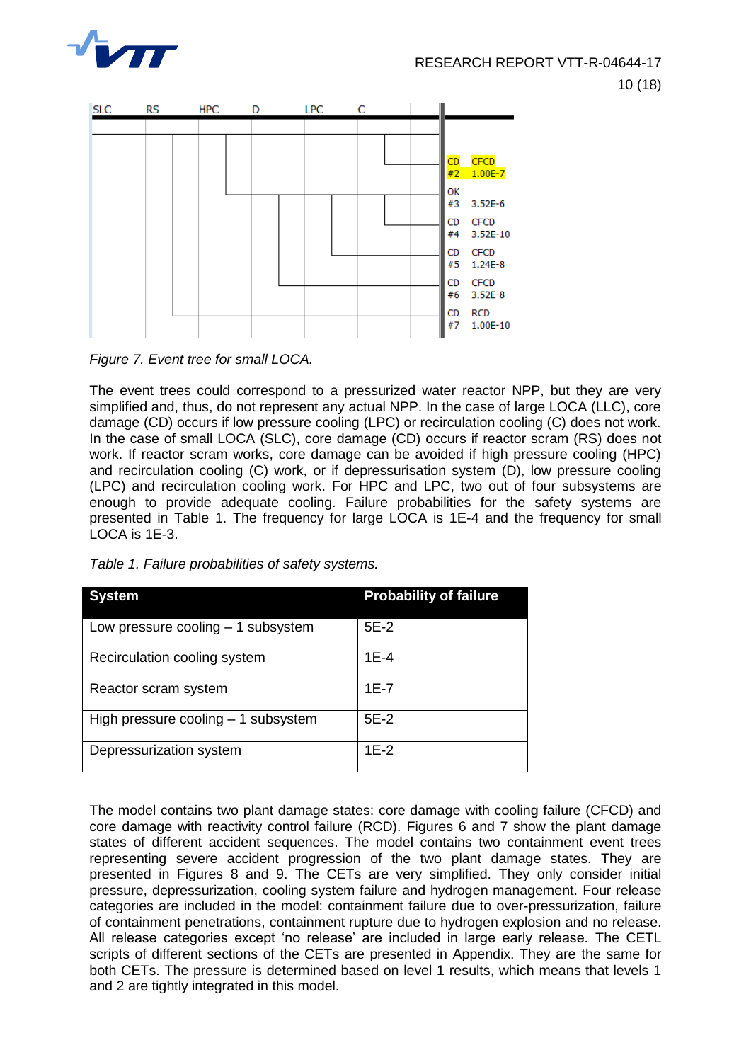| SLC | RS | HPC | D | LPC | C | | |
|---|---|---|---|---|---|---|---|
| | | | | | | CD #2 | CFCD 1.00E-7 |
| | | | | | | OK #3 | 3.52E-6 |
| | | | | | | CD #4 | CFCD 3.52E-10 |
| | | | | | | CD #5 | CFCD 1.24E-8 |
| | | | | | | CD #6 | CFCD 3.52E-8 |
| | | | | | | CD #7 | RCD 1.00E-10 |

*Figure 7. Event tree for small LOCA.*

The event trees could correspond to a pressurized water reactor NPP, but they are very simplified and, thus, do not represent any actual NPP. In the case of large LOCA (LLC), core damage (CD) occurs if low pressure cooling (LPC) or recirculation cooling (C) does not work. In the case of small LOCA (SLC), core damage (CD) occurs if reactor scram (RS) does not work. If reactor scram works, core damage can be avoided if high pressure cooling (HPC) and recirculation cooling (C) work, or if depressurisation system (D), low pressure cooling (LPC) and recirculation cooling work. For HPC and LPC, two out of four subsystems are enough to provide adequate cooling. Failure probabilities for the safety systems are presented in Table 1. The frequency for large LOCA is 1E-4 and the frequency for small LOCA is 1E-3.

*Table 1. Failure probabilities of safety systems.*

| System | Probability of failure |
|---|---|
| Low pressure cooling – 1 subsystem | 5E-2 |
| Recirculation cooling system | 1E-4 |
| Reactor scram system | 1E-7 |
| High pressure cooling – 1 subsystem | 5E-2 |
| Depressurization system | 1E-2 |

The model contains two plant damage states: core damage with cooling failure (CFCD) and core damage with reactivity control failure (RCD). Figures 6 and 7 show the plant damage states of different accident sequences. The model contains two containment event trees representing severe accident progression of the two plant damage states. They are presented in Figures 8 and 9. The CETs are very simplified. They only consider initial pressure, depressurization, cooling system failure and hydrogen management. Four release categories are included in the model: containment failure due to over-pressurization, failure of containment penetrations, containment rupture due to hydrogen explosion and no release. All release categories except 'no release' are included in large early release. The CETL scripts of different sections of the CETs are presented in Appendix. They are the same for both CETs. The pressure is determined based on level 1 results, which means that levels 1 and 2 are tightly integrated in this model.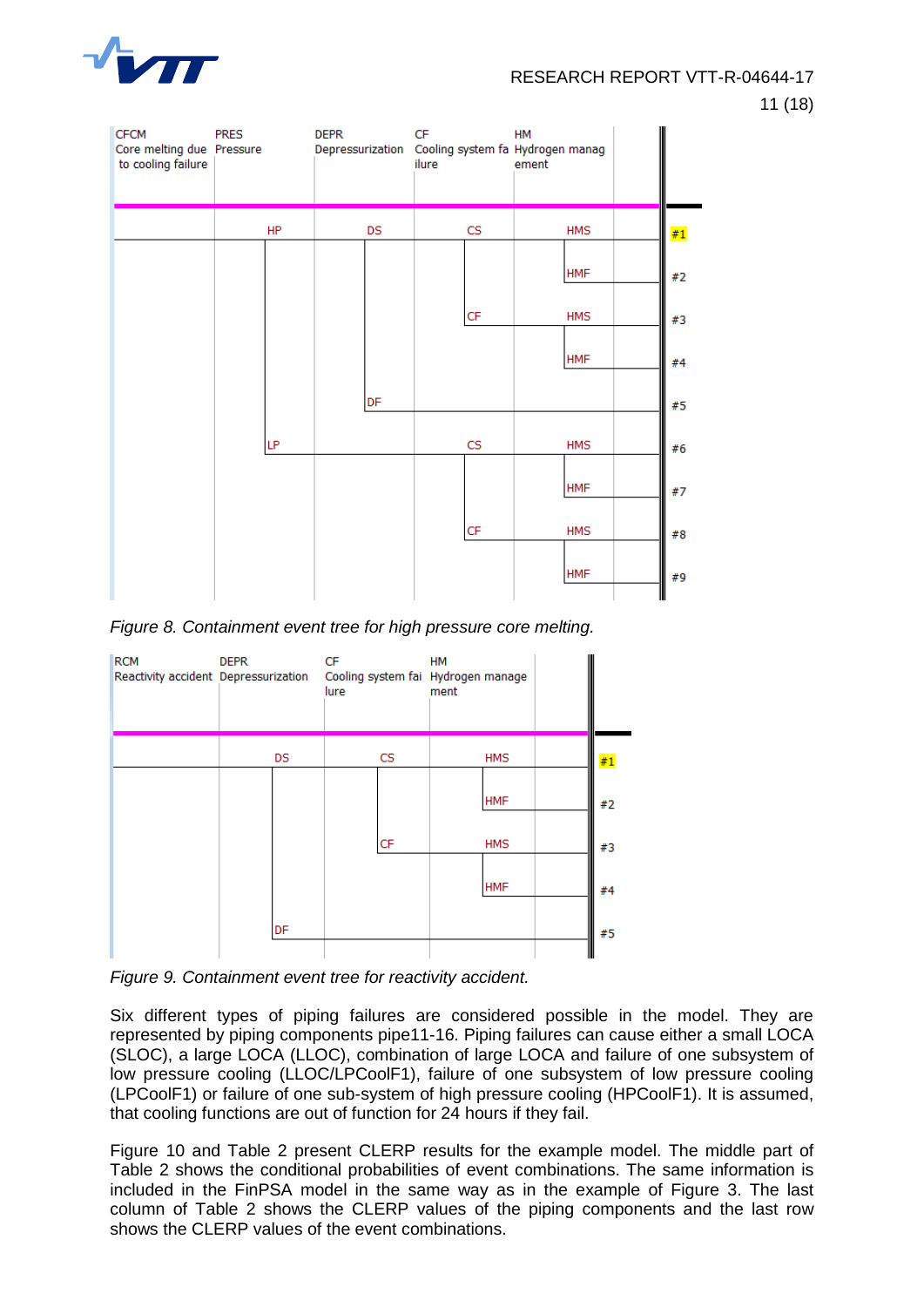*Figure 8. Containment event tree for high pressure core melting.*

*Figure 9. Containment event tree for reactivity accident.*

Six different types of piping failures are considered possible in the model. They are represented by piping components pipe11-16. Piping failures can cause either a small LOCA (SLOC), a large LOCA (LLOC), combination of large LOCA and failure of one subsystem of low pressure cooling (LLOC/LPCoolF1), failure of one subsystem of low pressure cooling (LPCoolF1) or failure of one sub-system of high pressure cooling (HPCoolF1). It is assumed, that cooling functions are out of function for 24 hours if they fail.

Figure 10 and Table 2 present CLERP results for the example model. The middle part of Table 2 shows the conditional probabilities of event combinations. The same information is included in the FinPSA model in the same way as in the example of Figure 3. The last column of Table 2 shows the CLERP values of the piping components and the last row shows the CLERP values of the event combinations.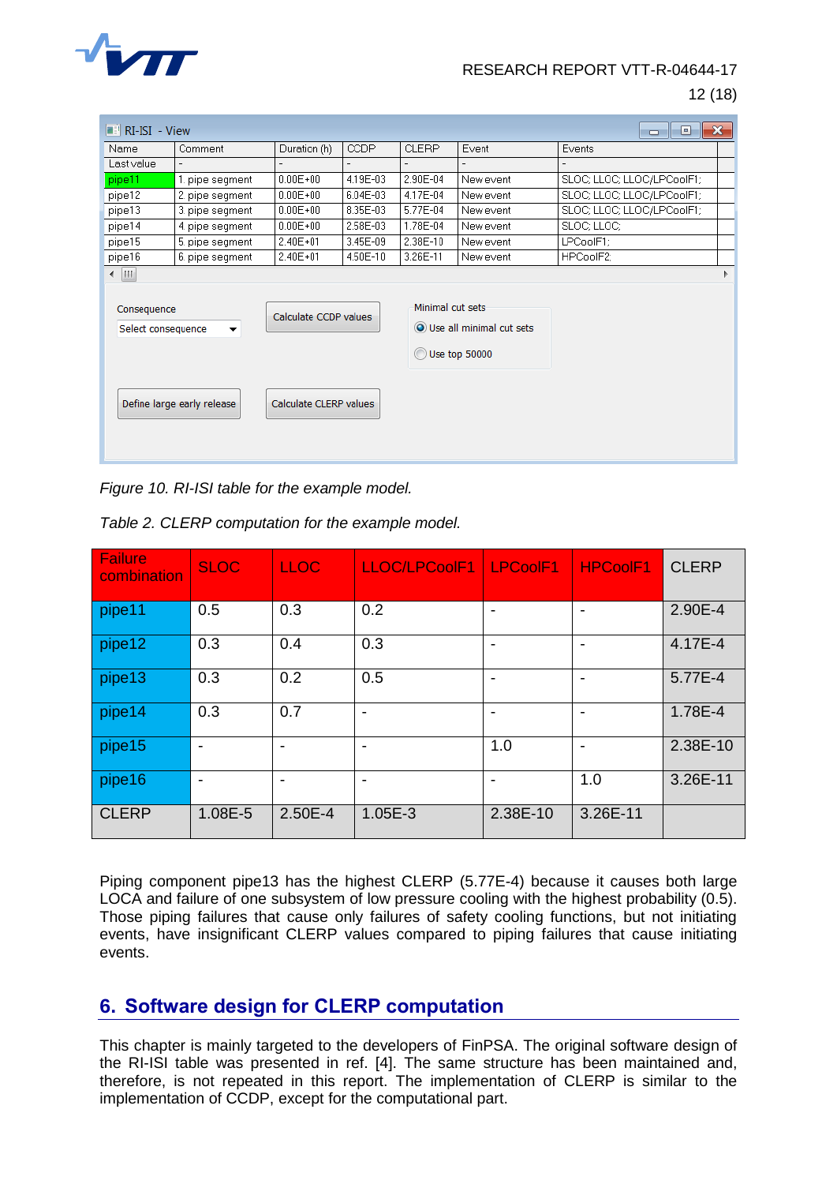| Name | Comment | Duration (h) | CCDP | CLERP | Event | Events |
|---|---|---|---|---|---|---|
| Last value | - | - | - | - | - | - |
| pipe11 | 1. pipe segment | 0.00E+00 | 4.19E-03 | 2.90E-04 | New event | SLOC; LLOC; LLOC/LPCoolF1; |
| pipe12 | 2. pipe segment | 0.00E+00 | 6.04E-03 | 4.17E-04 | New event | SLOC; LLOC; LLOC/LPCoolF1; |
| pipe13 | 3. pipe segment | 0.00E+00 | 8.35E-03 | 5.77E-04 | New event | SLOC; LLOC; LLOC/LPCoolF1; |
| pipe14 | 4. pipe segment | 0.00E+00 | 2.58E-03 | 1.78E-04 | New event | SLOC; LLOC; |
| pipe15 | 5. pipe segment | 2.40E+01 | 3.45E-09 | 2.38E-10 | New event | LPCoolF1; |
| pipe16 | 6. pipe segment | 2.40E+01 | 4.50E-10 | 3.26E-11 | New event | HPCoolF2; |

*Figure 10. RI-ISI table for the example model.*

*Table 2. CLERP computation for the example model.*

| Failure combination | SLOC | LLOC | LLOC/LPCoolF1 | LPCoolF1 | HPCoolF1 | CLERP |
|---|---|---|---|---|---|---|
| pipe11 | 0.5 | 0.3 | 0.2 | - | - | 2.90E-4 |
| pipe12 | 0.3 | 0.4 | 0.3 | - | - | 4.17E-4 |
| pipe13 | 0.3 | 0.2 | 0.5 | - | - | 5.77E-4 |
| pipe14 | 0.3 | 0.7 | - | - | - | 1.78E-4 |
| pipe15 | - | - | - | 1.0 | - | 2.38E-10 |
| pipe16 | - | - | - | - | 1.0 | 3.26E-11 |
| CLERP | 1.08E-5 | 2.50E-4 | 1.05E-3 | 2.38E-10 | 3.26E-11 | |

Piping component pipe13 has the highest CLERP (5.77E-4) because it causes both large LOCA and failure of one subsystem of low pressure cooling with the highest probability (0.5). Those piping failures that cause only failures of safety cooling functions, but not initiating events, have insignificant CLERP values compared to piping failures that cause initiating events.

## 6. Software design for CLERP computation

This chapter is mainly targeted to the developers of FinPSA. The original software design of the RI-ISI table was presented in ref. [4]. The same structure has been maintained and, therefore, is not repeated in this report. The implementation of CLERP is similar to the implementation of CCDP, except for the computational part.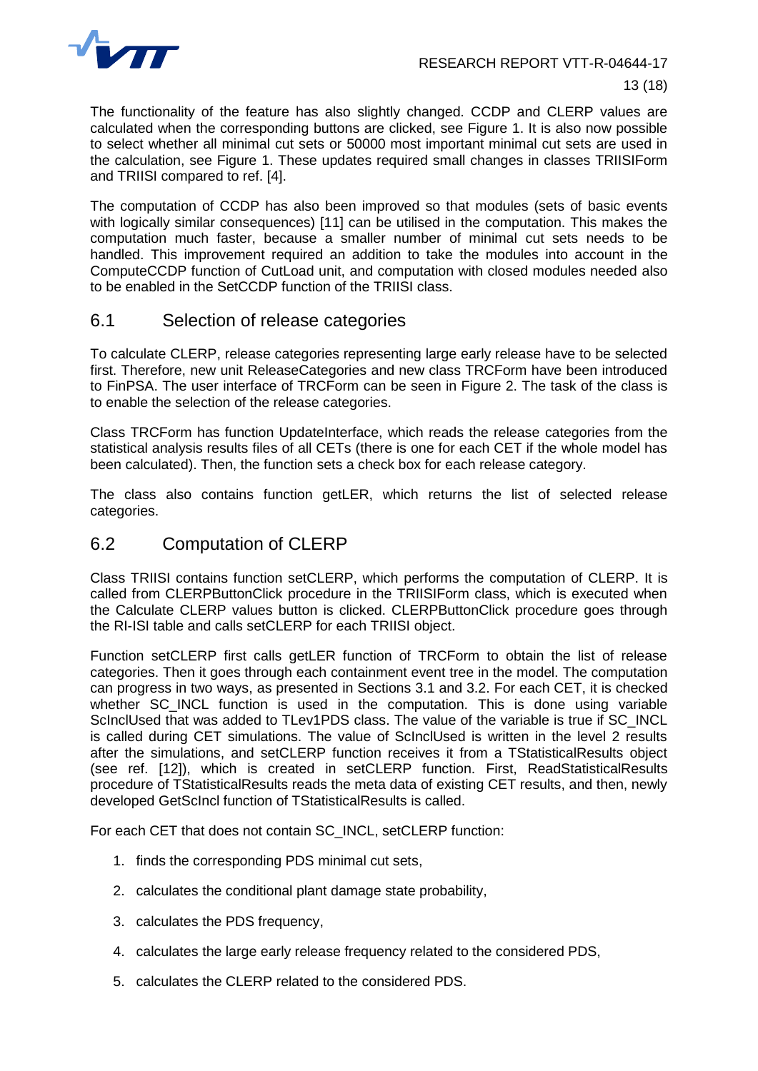The functionality of the feature has also slightly changed. CCDP and CLERP values are calculated when the corresponding buttons are clicked, see Figure 1. It is also now possible to select whether all minimal cut sets or 50000 most important minimal cut sets are used in the calculation, see Figure 1. These updates required small changes in classes TRIISIForm and TRIISI compared to ref. [4].

The computation of CCDP has also been improved so that modules (sets of basic events with logically similar consequences) [11] can be utilised in the computation. This makes the computation much faster, because a smaller number of minimal cut sets needs to be handled. This improvement required an addition to take the modules into account in the ComputeCCDP function of CutLoad unit, and computation with closed modules needed also to be enabled in the SetCCDP function of the TRIISI class.

## 6.1 Selection of release categories

To calculate CLERP, release categories representing large early release have to be selected first. Therefore, new unit ReleaseCategories and new class TRCForm have been introduced to FinPSA. The user interface of TRCForm can be seen in Figure 2. The task of the class is to enable the selection of the release categories.

Class TRCForm has function UpdateInterface, which reads the release categories from the statistical analysis results files of all CETs (there is one for each CET if the whole model has been calculated). Then, the function sets a check box for each release category.

The class also contains function getLER, which returns the list of selected release categories.

## 6.2 Computation of CLERP

Class TRIISI contains function setCLERP, which performs the computation of CLERP. It is called from CLERPButtonClick procedure in the TRIISIForm class, which is executed when the Calculate CLERP values button is clicked. CLERPButtonClick procedure goes through the RI-ISI table and calls setCLERP for each TRIISI object.

Function setCLERP first calls getLER function of TRCForm to obtain the list of release categories. Then it goes through each containment event tree in the model. The computation can progress in two ways, as presented in Sections 3.1 and 3.2. For each CET, it is checked whether SC_INCL function is used in the computation. This is done using variable ScInclUsed that was added to TLev1PDS class. The value of the variable is true if SC_INCL is called during CET simulations. The value of ScInclUsed is written in the level 2 results after the simulations, and setCLERP function receives it from a TStatisticalResults object (see ref. [12]), which is created in setCLERP function. First, ReadStatisticalResults procedure of TStatisticalResults reads the meta data of existing CET results, and then, newly developed GetScIncl function of TStatisticalResults is called.

For each CET that does not contain SC_INCL, setCLERP function:

1. finds the corresponding PDS minimal cut sets,
2. calculates the conditional plant damage state probability,
3. calculates the PDS frequency,
4. calculates the large early release frequency related to the considered PDS,
5. calculates the CLERP related to the considered PDS.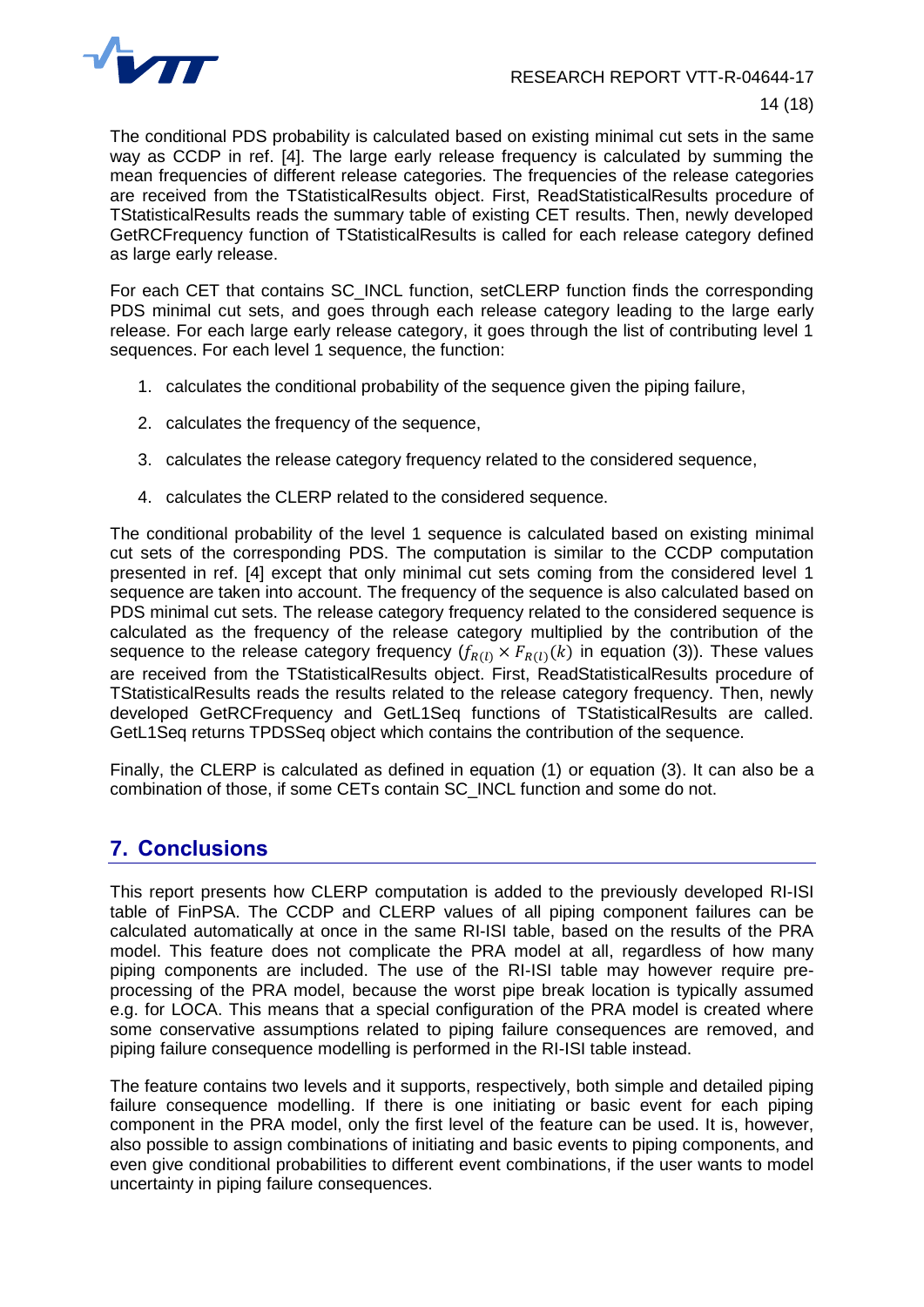The conditional PDS probability is calculated based on existing minimal cut sets in the same way as CCDP in ref. [4]. The large early release frequency is calculated by summing the mean frequencies of different release categories. The frequencies of the release categories are received from the TStatisticalResults object. First, ReadStatisticalResults procedure of TStatisticalResults reads the summary table of existing CET results. Then, newly developed GetRCFrequency function of TStatisticalResults is called for each release category defined as large early release.

For each CET that contains SC_INCL function, setCLERP function finds the corresponding PDS minimal cut sets, and goes through each release category leading to the large early release. For each large early release category, it goes through the list of contributing level 1 sequences. For each level 1 sequence, the function:

1. calculates the conditional probability of the sequence given the piping failure,
2. calculates the frequency of the sequence,
3. calculates the release category frequency related to the considered sequence,
4. calculates the CLERP related to the considered sequence.

The conditional probability of the level 1 sequence is calculated based on existing minimal cut sets of the corresponding PDS. The computation is similar to the CCDP computation presented in ref. [4] except that only minimal cut sets coming from the considered level 1 sequence are taken into account. The frequency of the sequence is also calculated based on PDS minimal cut sets. The release category frequency related to the considered sequence is calculated as the frequency of the release category multiplied by the contribution of the sequence to the release category frequency ($f_{R(l)} \times F_{R(l)}(k)$ in equation (3)). These values are received from the TStatisticalResults object. First, ReadStatisticalResults procedure of TStatisticalResults reads the results related to the release category frequency. Then, newly developed GetRCFrequency and GetL1Seq functions of TStatisticalResults are called. GetL1Seq returns TPDSSeq object which contains the contribution of the sequence.

Finally, the CLERP is calculated as defined in equation (1) or equation (3). It can also be a combination of those, if some CETs contain SC_INCL function and some do not.

## 7. Conclusions

This report presents how CLERP computation is added to the previously developed RI-ISI table of FinPSA. The CCDP and CLERP values of all piping component failures can be calculated automatically at once in the same RI-ISI table, based on the results of the PRA model. This feature does not complicate the PRA model at all, regardless of how many piping components are included. The use of the RI-ISI table may however require pre-processing of the PRA model, because the worst pipe break location is typically assumed e.g. for LOCA. This means that a special configuration of the PRA model is created where some conservative assumptions related to piping failure consequences are removed, and piping failure consequence modelling is performed in the RI-ISI table instead.

The feature contains two levels and it supports, respectively, both simple and detailed piping failure consequence modelling. If there is one initiating or basic event for each piping component in the PRA model, only the first level of the feature can be used. It is, however, also possible to assign combinations of initiating and basic events to piping components, and even give conditional probabilities to different event combinations, if the user wants to model uncertainty in piping failure consequences.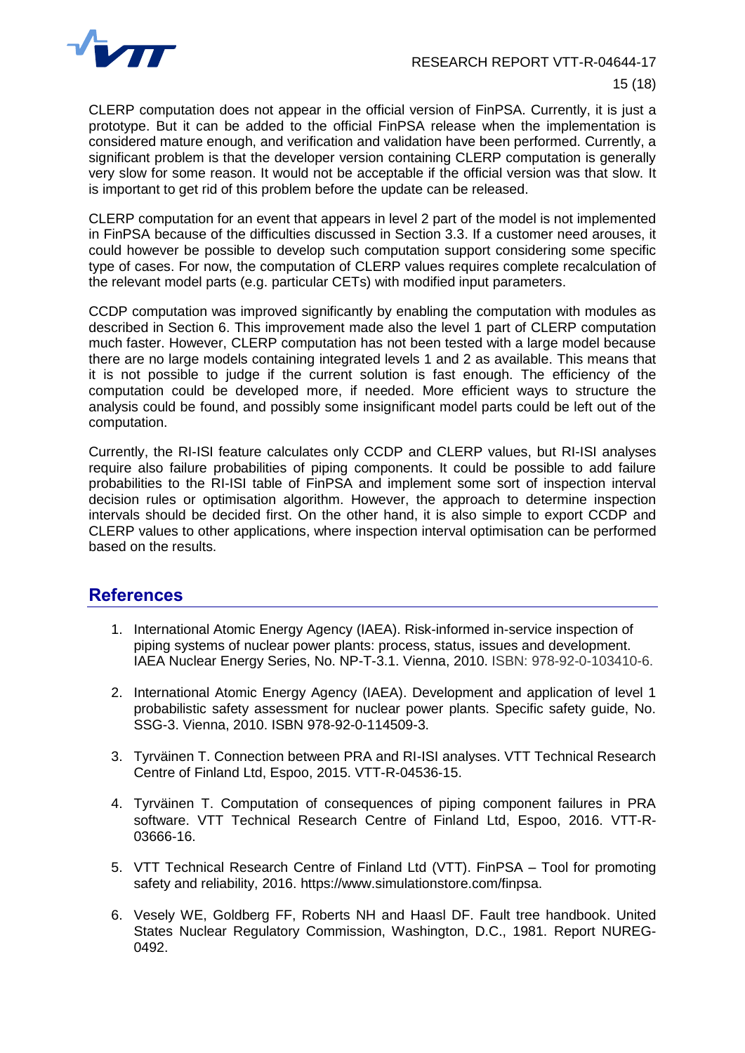CLERP computation does not appear in the official version of FinPSA. Currently, it is just a prototype. But it can be added to the official FinPSA release when the implementation is considered mature enough, and verification and validation have been performed. Currently, a significant problem is that the developer version containing CLERP computation is generally very slow for some reason. It would not be acceptable if the official version was that slow. It is important to get rid of this problem before the update can be released.

CLERP computation for an event that appears in level 2 part of the model is not implemented in FinPSA because of the difficulties discussed in Section 3.3. If a customer need arouses, it could however be possible to develop such computation support considering some specific type of cases. For now, the computation of CLERP values requires complete recalculation of the relevant model parts (e.g. particular CETs) with modified input parameters.

CCDP computation was improved significantly by enabling the computation with modules as described in Section 6. This improvement made also the level 1 part of CLERP computation much faster. However, CLERP computation has not been tested with a large model because there are no large models containing integrated levels 1 and 2 as available. This means that it is not possible to judge if the current solution is fast enough. The efficiency of the computation could be developed more, if needed. More efficient ways to structure the analysis could be found, and possibly some insignificant model parts could be left out of the computation.

Currently, the RI-ISI feature calculates only CCDP and CLERP values, but RI-ISI analyses require also failure probabilities of piping components. It could be possible to add failure probabilities to the RI-ISI table of FinPSA and implement some sort of inspection interval decision rules or optimisation algorithm. However, the approach to determine inspection intervals should be decided first. On the other hand, it is also simple to export CCDP and CLERP values to other applications, where inspection interval optimisation can be performed based on the results.

## References

1. International Atomic Energy Agency (IAEA). Risk-informed in-service inspection of piping systems of nuclear power plants: process, status, issues and development. IAEA Nuclear Energy Series, No. NP-T-3.1. Vienna, 2010. ISBN: 978-92-0-103410-6.
2. International Atomic Energy Agency (IAEA). Development and application of level 1 probabilistic safety assessment for nuclear power plants. Specific safety guide, No. SSG-3. Vienna, 2010. ISBN 978-92-0-114509-3.
3. Tyrväinen T. Connection between PRA and RI-ISI analyses. VTT Technical Research Centre of Finland Ltd, Espoo, 2015. VTT-R-04536-15.
4. Tyrväinen T. Computation of consequences of piping component failures in PRA software. VTT Technical Research Centre of Finland Ltd, Espoo, 2016. VTT-R-03666-16.
5. VTT Technical Research Centre of Finland Ltd (VTT). FinPSA – Tool for promoting safety and reliability, 2016. https://www.simulationstore.com/finpsa.
6. Vesely WE, Goldberg FF, Roberts NH and Haasl DF. Fault tree handbook. United States Nuclear Regulatory Commission, Washington, D.C., 1981. Report NUREG-0492.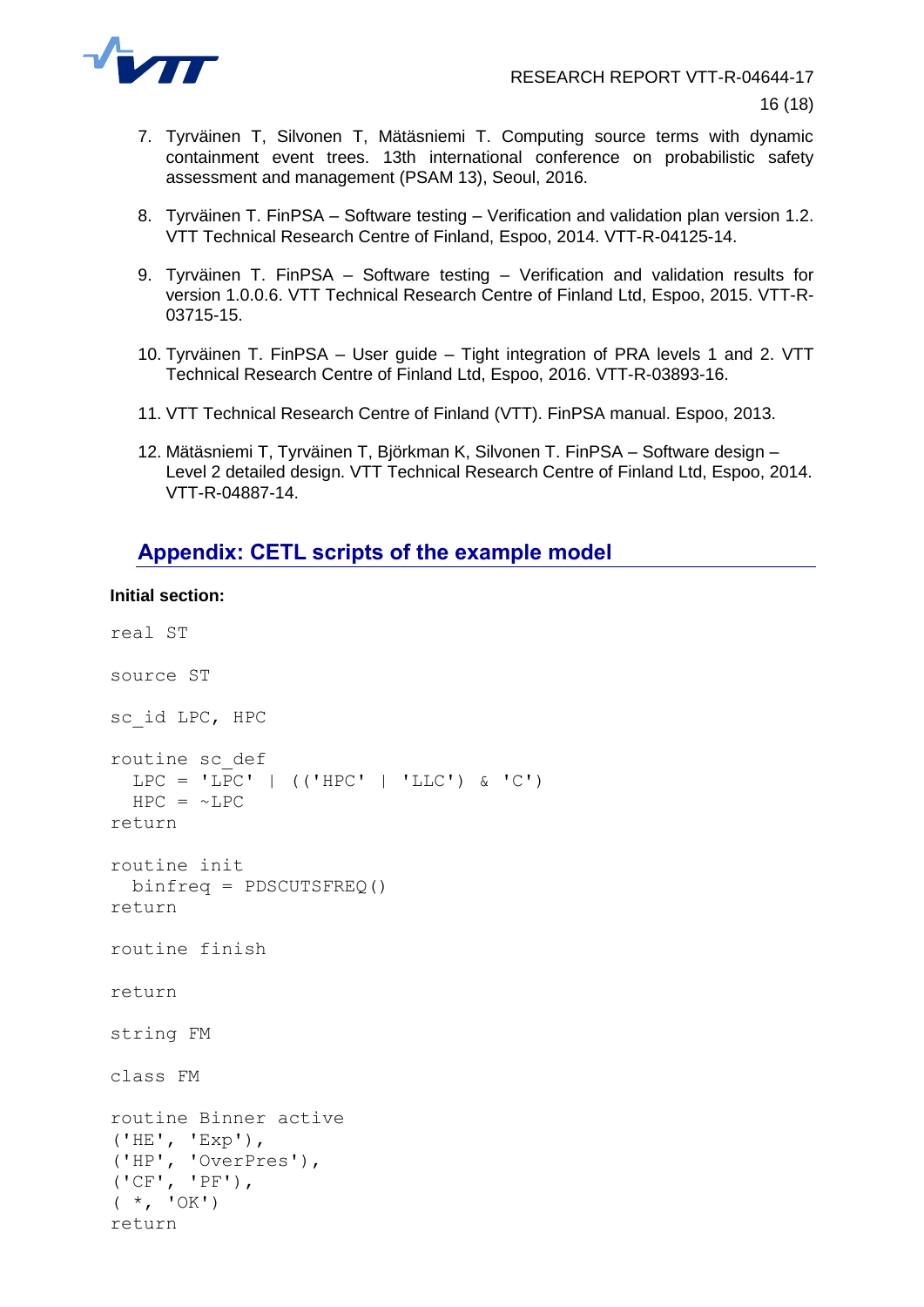7. Tyrväinen T, Silvonen T, Mätäsniemi T. Computing source terms with dynamic containment event trees. 13th international conference on probabilistic safety assessment and management (PSAM 13), Seoul, 2016.

8. Tyrväinen T. FinPSA – Software testing – Verification and validation plan version 1.2. VTT Technical Research Centre of Finland, Espoo, 2014. VTT-R-04125-14.

9. Tyrväinen T. FinPSA – Software testing – Verification and validation results for version 1.0.0.6. VTT Technical Research Centre of Finland Ltd, Espoo, 2015. VTT-R-03715-15.

10. Tyrväinen T. FinPSA – User guide – Tight integration of PRA levels 1 and 2. VTT Technical Research Centre of Finland Ltd, Espoo, 2016. VTT-R-03893-16.

11. VTT Technical Research Centre of Finland (VTT). FinPSA manual. Espoo, 2013.

12. Mätäsniemi T, Tyrväinen T, Björkman K, Silvonen T. FinPSA – Software design – Level 2 detailed design. VTT Technical Research Centre of Finland Ltd, Espoo, 2014. VTT-R-04887-14.

## Appendix: CETL scripts of the example model

**Initial section:**

```
real ST

source ST

sc_id LPC, HPC

routine sc_def
  LPC = 'LPC' | (('HPC' | 'LLC') & 'C')
  HPC = ~LPC
return

routine init
  binfreq = PDSCUTSFREQ()
return

routine finish

return

string FM

class FM

routine Binner active
('HE', 'Exp'),
('HP', 'OverPres'),
('CF', 'PF'),
( *, 'OK')
return
```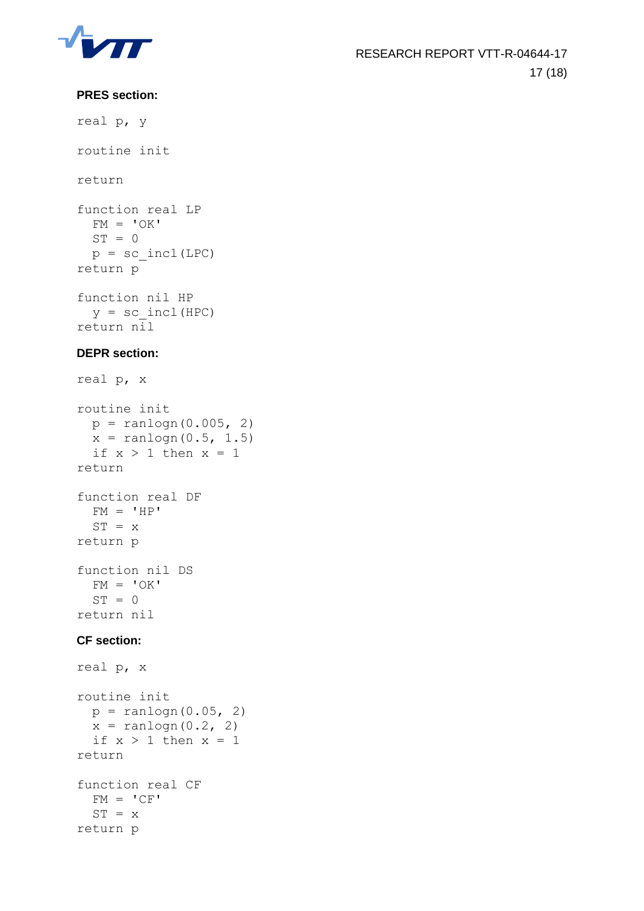**PRES section:**

```
real p, y

routine init

return

function real LP
  FM = 'OK'
  ST = 0
  p = sc_incl(LPC)
return p

function nil HP
  y = sc_incl(HPC)
return nil
```

**DEPR section:**

```
real p, x

routine init
  p = ranlogn(0.005, 2)
  x = ranlogn(0.5, 1.5)
  if x > 1 then x = 1
return

function real DF
  FM = 'HP'
  ST = x
return p

function nil DS
  FM = 'OK'
  ST = 0
return nil
```

**CF section:**

```
real p, x

routine init
  p = ranlogn(0.05, 2)
  x = ranlogn(0.2, 2)
  if x > 1 then x = 1
return

function real CF
  FM = 'CF'
  ST = x
return p
```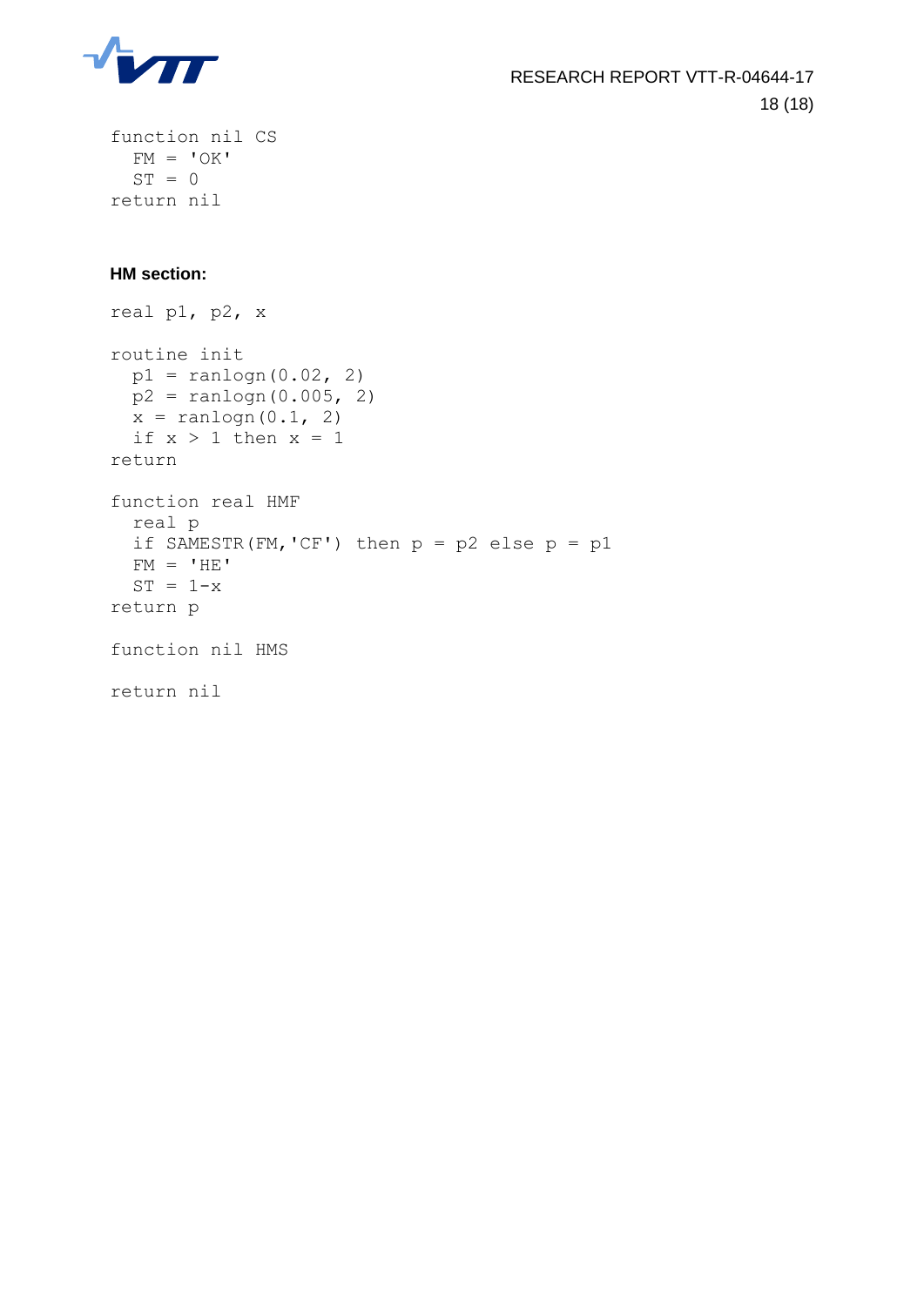```
function nil CS
  FM = 'OK'
  ST = 0
return nil
```

**HM section:**

```
real p1, p2, x

routine init
  p1 = ranlogn(0.02, 2)
  p2 = ranlogn(0.005, 2)
  x = ranlogn(0.1, 2)
  if x > 1 then x = 1
return

function real HMF
  real p
  if SAMESTR(FM,'CF') then p = p2 else p = p1
  FM = 'HE'
  ST = 1-x
return p

function nil HMS

return nil
```